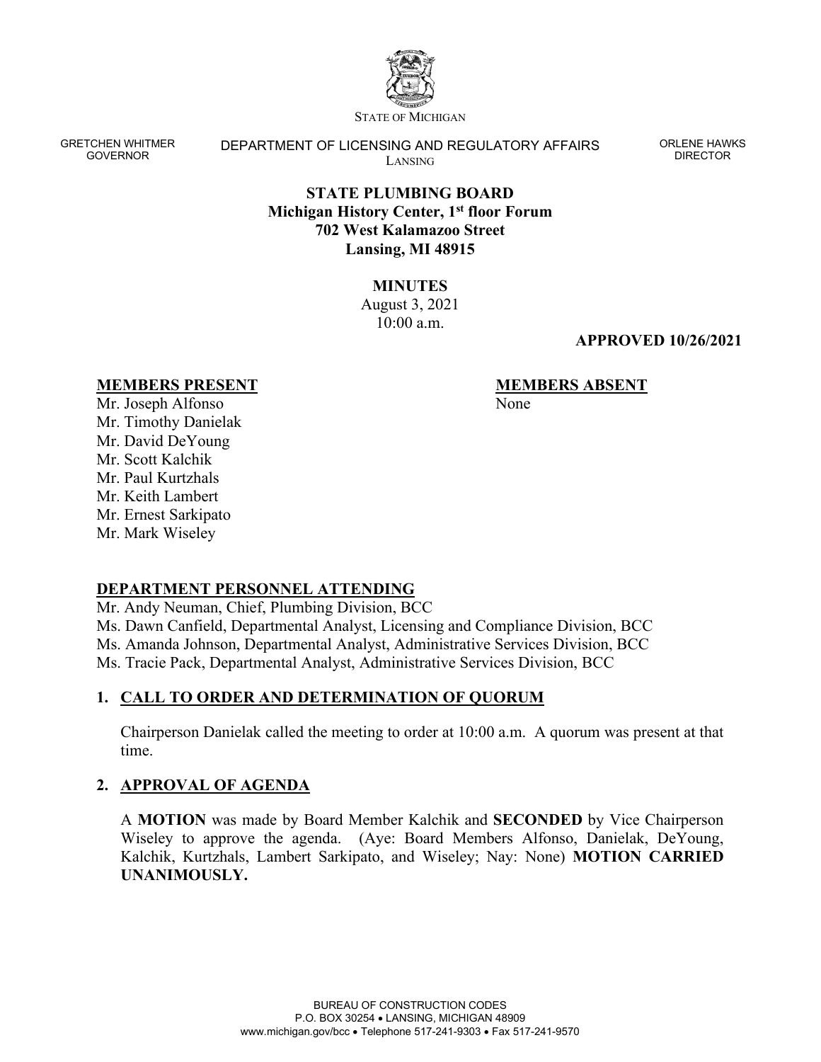STATE OF MICHIGAN

GRETCHEN WHITMER
GOVERNOR

DEPARTMENT OF LICENSING AND REGULATORY AFFAIRS
LANSING

ORLENE HAWKS
DIRECTOR

**STATE PLUMBING BOARD**
**Michigan History Center, 1st floor Forum**
**702 West Kalamazoo Street**
**Lansing, MI 48915**

**MINUTES**
August 3, 2021
10:00 a.m.

**APPROVED 10/26/2021**

**MEMBERS PRESENT**

Mr. Joseph Alfonso
Mr. Timothy Danielak
Mr. David DeYoung
Mr. Scott Kalchik
Mr. Paul Kurtzhals
Mr. Keith Lambert
Mr. Ernest Sarkipato
Mr. Mark Wiseley

**MEMBERS ABSENT**

None

**DEPARTMENT PERSONNEL ATTENDING**

Mr. Andy Neuman, Chief, Plumbing Division, BCC
Ms. Dawn Canfield, Departmental Analyst, Licensing and Compliance Division, BCC
Ms. Amanda Johnson, Departmental Analyst, Administrative Services Division, BCC
Ms. Tracie Pack, Departmental Analyst, Administrative Services Division, BCC

## 1. CALL TO ORDER AND DETERMINATION OF QUORUM

Chairperson Danielak called the meeting to order at 10:00 a.m. A quorum was present at that time.

## 2. APPROVAL OF AGENDA

A **MOTION** was made by Board Member Kalchik and **SECONDED** by Vice Chairperson Wiseley to approve the agenda. (Aye: Board Members Alfonso, Danielak, DeYoung, Kalchik, Kurtzhals, Lambert Sarkipato, and Wiseley; Nay: None) **MOTION CARRIED UNANIMOUSLY.**

BUREAU OF CONSTRUCTION CODES
P.O. BOX 30254 • LANSING, MICHIGAN 48909
www.michigan.gov/bcc • Telephone 517-241-9303 • Fax 517-241-9570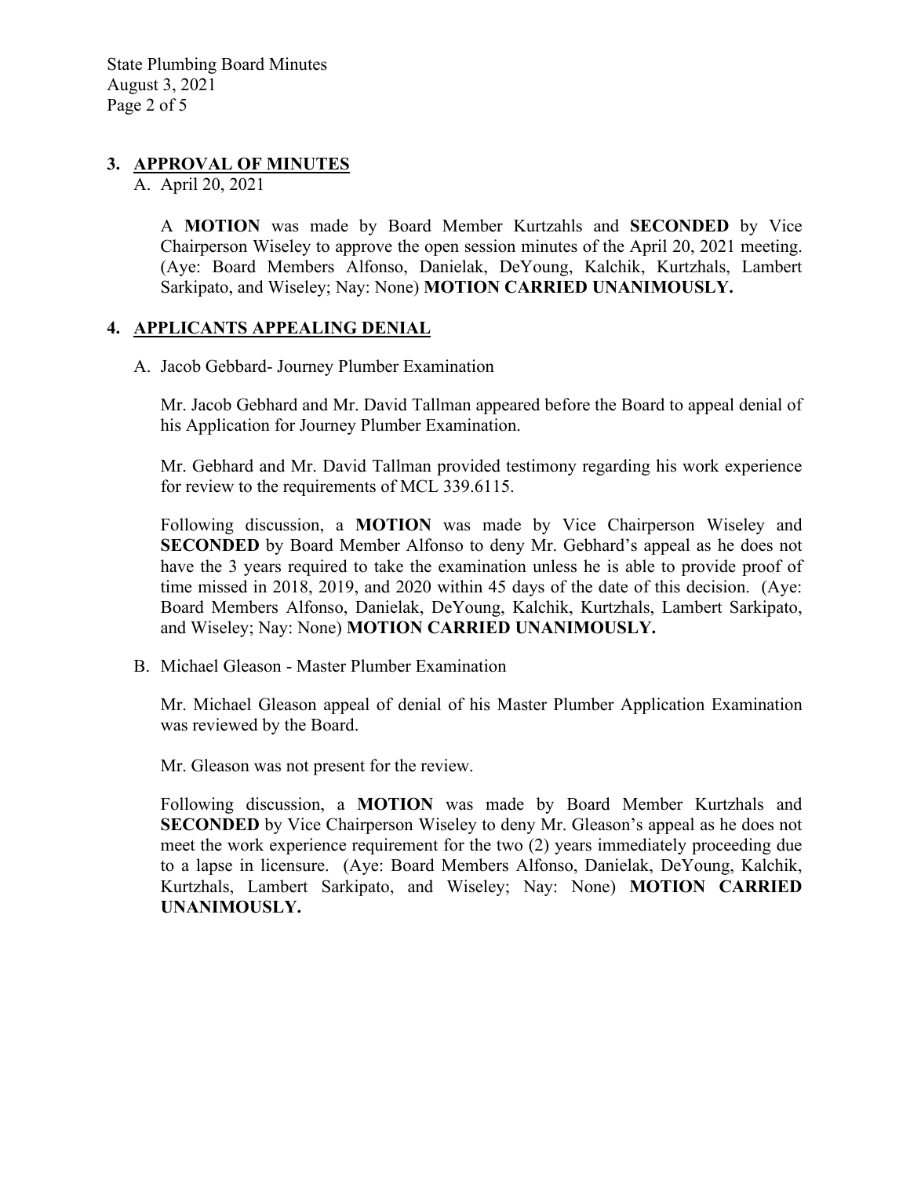## 3. APPROVAL OF MINUTES

A. April 20, 2021

A **MOTION** was made by Board Member Kurtzahls and **SECONDED** by Vice Chairperson Wiseley to approve the open session minutes of the April 20, 2021 meeting. (Aye: Board Members Alfonso, Danielak, DeYoung, Kalchik, Kurtzhals, Lambert Sarkipato, and Wiseley; Nay: None) **MOTION CARRIED UNANIMOUSLY.**

## 4. APPLICANTS APPEALING DENIAL

A. Jacob Gebbard- Journey Plumber Examination

Mr. Jacob Gebhard and Mr. David Tallman appeared before the Board to appeal denial of his Application for Journey Plumber Examination.

Mr. Gebhard and Mr. David Tallman provided testimony regarding his work experience for review to the requirements of MCL 339.6115.

Following discussion, a **MOTION** was made by Vice Chairperson Wiseley and **SECONDED** by Board Member Alfonso to deny Mr. Gebhard's appeal as he does not have the 3 years required to take the examination unless he is able to provide proof of time missed in 2018, 2019, and 2020 within 45 days of the date of this decision. (Aye: Board Members Alfonso, Danielak, DeYoung, Kalchik, Kurtzhals, Lambert Sarkipato, and Wiseley; Nay: None) **MOTION CARRIED UNANIMOUSLY.**

B. Michael Gleason - Master Plumber Examination

Mr. Michael Gleason appeal of denial of his Master Plumber Application Examination was reviewed by the Board.

Mr. Gleason was not present for the review.

Following discussion, a **MOTION** was made by Board Member Kurtzhals and **SECONDED** by Vice Chairperson Wiseley to deny Mr. Gleason's appeal as he does not meet the work experience requirement for the two (2) years immediately proceeding due to a lapse in licensure. (Aye: Board Members Alfonso, Danielak, DeYoung, Kalchik, Kurtzhals, Lambert Sarkipato, and Wiseley; Nay: None) **MOTION CARRIED UNANIMOUSLY.**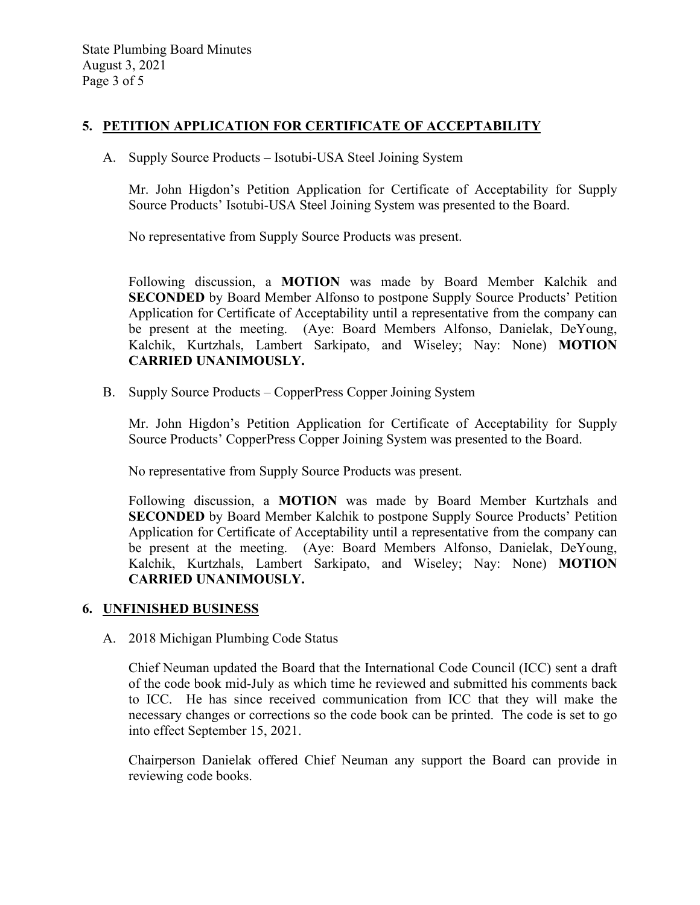## 5. PETITION APPLICATION FOR CERTIFICATE OF ACCEPTABILITY

A. Supply Source Products – Isotubi-USA Steel Joining System

Mr. John Higdon's Petition Application for Certificate of Acceptability for Supply Source Products' Isotubi-USA Steel Joining System was presented to the Board.

No representative from Supply Source Products was present.

Following discussion, a **MOTION** was made by Board Member Kalchik and **SECONDED** by Board Member Alfonso to postpone Supply Source Products' Petition Application for Certificate of Acceptability until a representative from the company can be present at the meeting. (Aye: Board Members Alfonso, Danielak, DeYoung, Kalchik, Kurtzhals, Lambert Sarkipato, and Wiseley; Nay: None) **MOTION CARRIED UNANIMOUSLY.**

B. Supply Source Products – CopperPress Copper Joining System

Mr. John Higdon's Petition Application for Certificate of Acceptability for Supply Source Products' CopperPress Copper Joining System was presented to the Board.

No representative from Supply Source Products was present.

Following discussion, a **MOTION** was made by Board Member Kurtzhals and **SECONDED** by Board Member Kalchik to postpone Supply Source Products' Petition Application for Certificate of Acceptability until a representative from the company can be present at the meeting. (Aye: Board Members Alfonso, Danielak, DeYoung, Kalchik, Kurtzhals, Lambert Sarkipato, and Wiseley; Nay: None) **MOTION CARRIED UNANIMOUSLY.**

## 6. UNFINISHED BUSINESS

A. 2018 Michigan Plumbing Code Status

Chief Neuman updated the Board that the International Code Council (ICC) sent a draft of the code book mid-July as which time he reviewed and submitted his comments back to ICC. He has since received communication from ICC that they will make the necessary changes or corrections so the code book can be printed. The code is set to go into effect September 15, 2021.

Chairperson Danielak offered Chief Neuman any support the Board can provide in reviewing code books.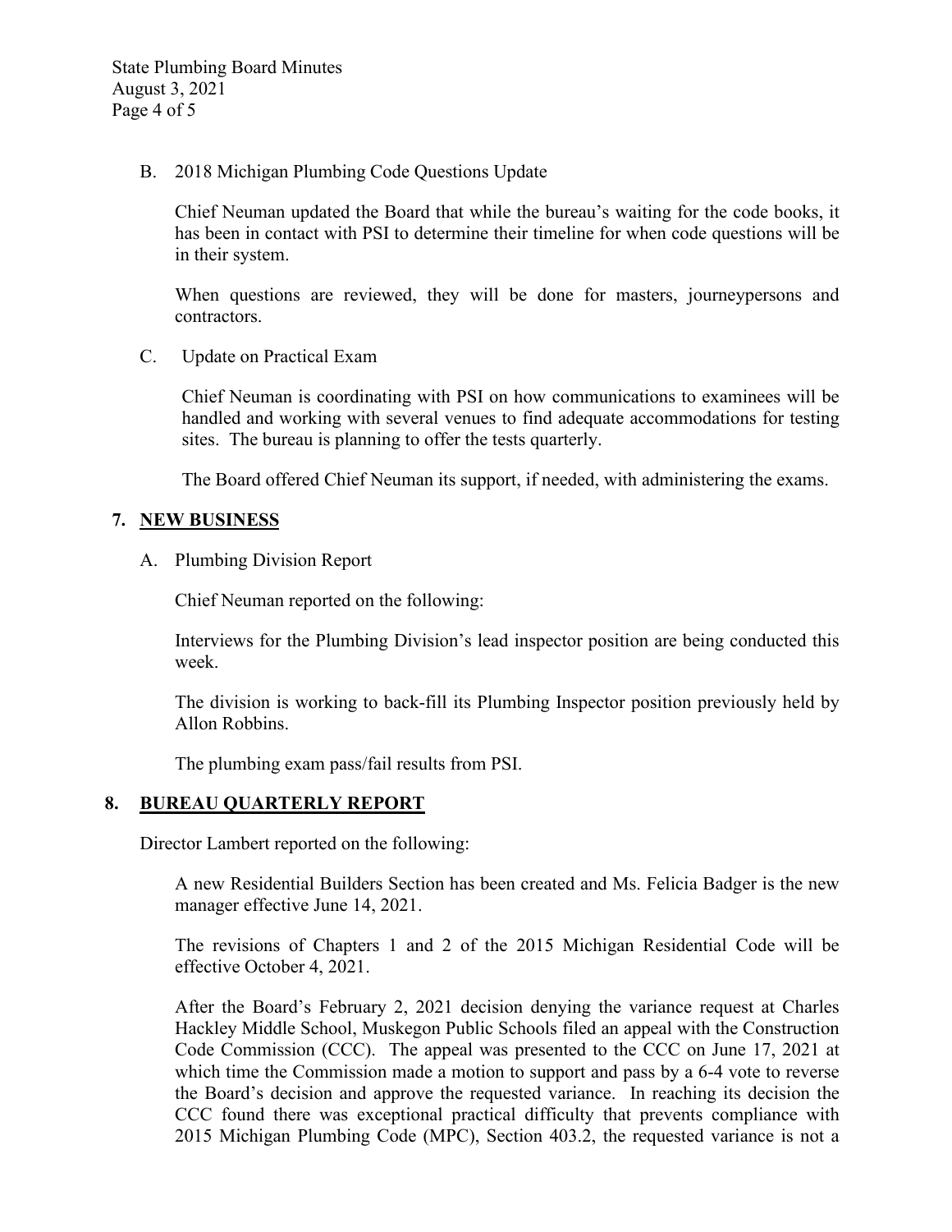B. 2018 Michigan Plumbing Code Questions Update

Chief Neuman updated the Board that while the bureau's waiting for the code books, it has been in contact with PSI to determine their timeline for when code questions will be in their system.

When questions are reviewed, they will be done for masters, journeypersons and contractors.

C. Update on Practical Exam

Chief Neuman is coordinating with PSI on how communications to examinees will be handled and working with several venues to find adequate accommodations for testing sites. The bureau is planning to offer the tests quarterly.

The Board offered Chief Neuman its support, if needed, with administering the exams.

## 7. NEW BUSINESS

A. Plumbing Division Report

Chief Neuman reported on the following:

Interviews for the Plumbing Division's lead inspector position are being conducted this week.

The division is working to back-fill its Plumbing Inspector position previously held by Allon Robbins.

The plumbing exam pass/fail results from PSI.

## 8. BUREAU QUARTERLY REPORT

Director Lambert reported on the following:

A new Residential Builders Section has been created and Ms. Felicia Badger is the new manager effective June 14, 2021.

The revisions of Chapters 1 and 2 of the 2015 Michigan Residential Code will be effective October 4, 2021.

After the Board's February 2, 2021 decision denying the variance request at Charles Hackley Middle School, Muskegon Public Schools filed an appeal with the Construction Code Commission (CCC). The appeal was presented to the CCC on June 17, 2021 at which time the Commission made a motion to support and pass by a 6-4 vote to reverse the Board's decision and approve the requested variance. In reaching its decision the CCC found there was exceptional practical difficulty that prevents compliance with 2015 Michigan Plumbing Code (MPC), Section 403.2, the requested variance is not a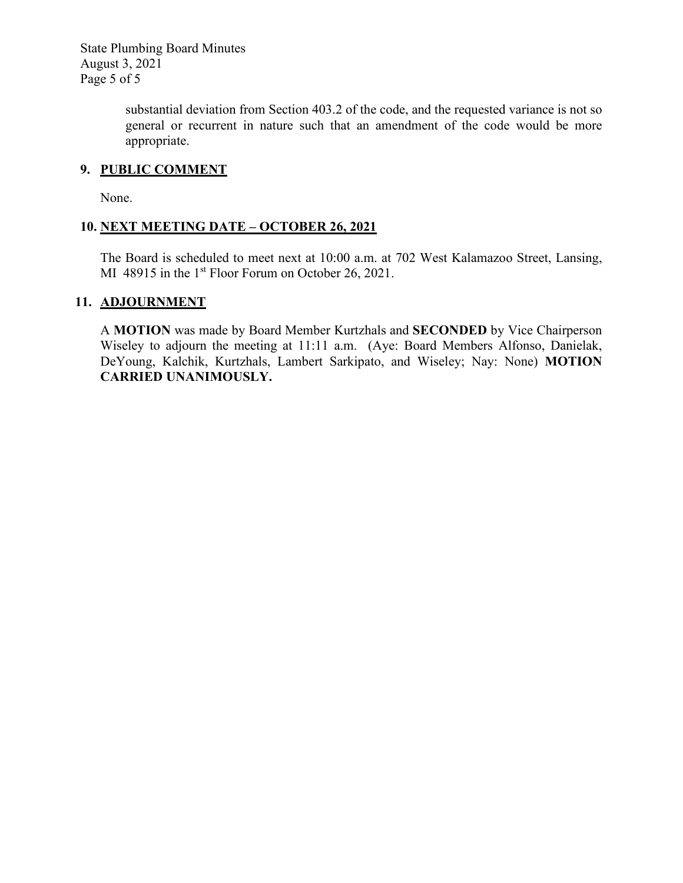substantial deviation from Section 403.2 of the code, and the requested variance is not so general or recurrent in nature such that an amendment of the code would be more appropriate.

## 9. PUBLIC COMMENT

None.

## 10. NEXT MEETING DATE – OCTOBER 26, 2021

The Board is scheduled to meet next at 10:00 a.m. at 702 West Kalamazoo Street, Lansing, MI 48915 in the 1st Floor Forum on October 26, 2021.

## 11. ADJOURNMENT

A **MOTION** was made by Board Member Kurtzhals and **SECONDED** by Vice Chairperson Wiseley to adjourn the meeting at 11:11 a.m. (Aye: Board Members Alfonso, Danielak, DeYoung, Kalchik, Kurtzhals, Lambert Sarkipato, and Wiseley; Nay: None) **MOTION CARRIED UNANIMOUSLY.**